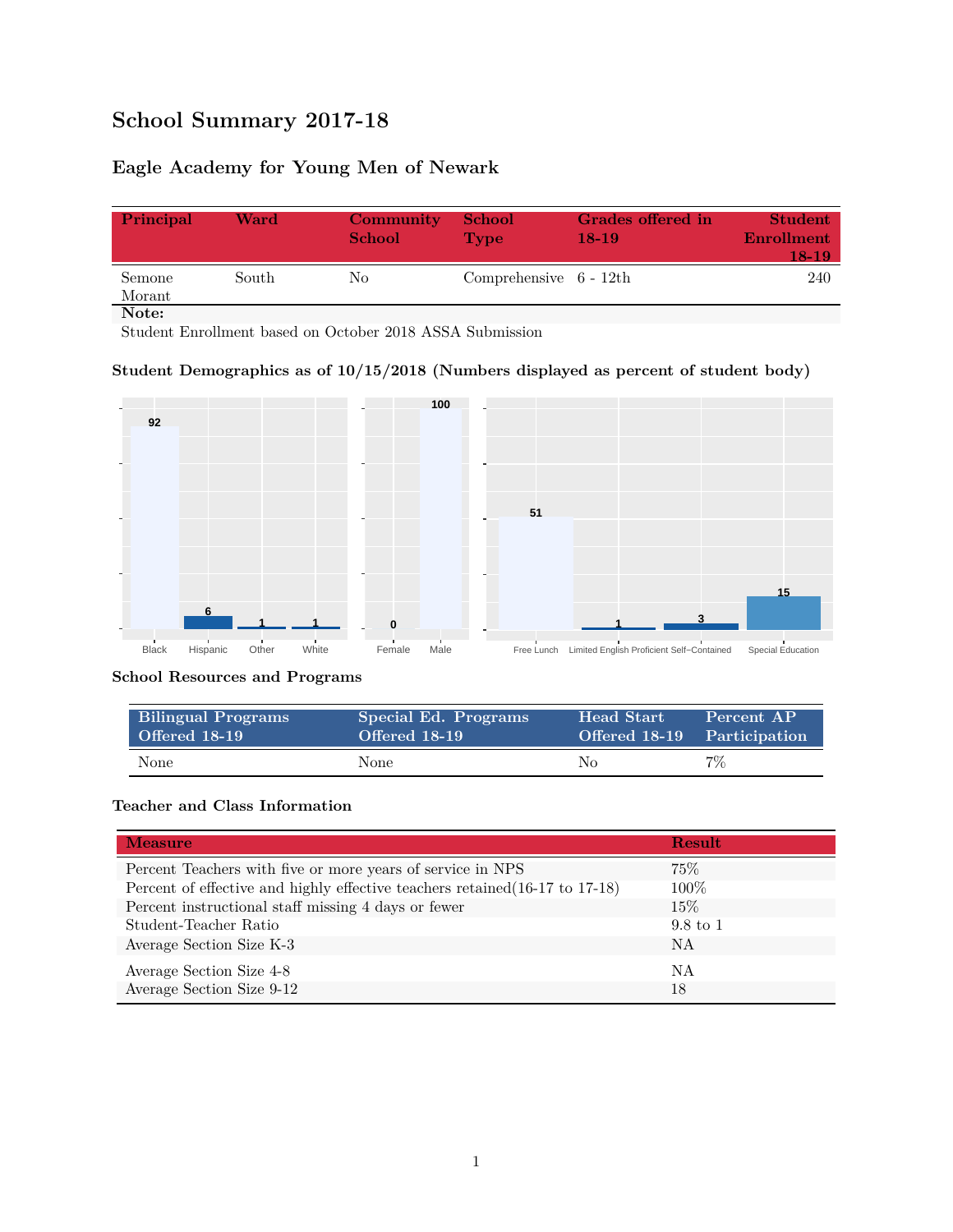# School Summary 2017-18

## Eagle Academy for Young Men of Newark

| Principal | Ward | Community School | School Type | Grades offered in 18-19 | Student Enrollment 18-19 |
|---|---|---|---|---|---|
| Semone Morant | South | No | Comprehensive | 6 - 12th | 240 |

**Note:**
Student Enrollment based on October 2018 ASSA Submission

### Student Demographics as of 10/15/2018 (Numbers displayed as percent of student body)

| Black | Hispanic | Other | White |
|---|---|---|---|
| 92 | 6 | 1 | 1 |

| Female | Male |
|---|---|
| 0 | 100 |

| Free Lunch | Limited English Proficient | Self-Contained | Special Education |
|---|---|---|---|
| 51 | 1 | 3 | 15 |

### School Resources and Programs

| Bilingual Programs Offered 18-19 | Special Ed. Programs Offered 18-19 | Head Start Offered 18-19 | Percent AP Participation |
|---|---|---|---|
| None | None | No | 7% |

### Teacher and Class Information

| Measure | Result |
|---|---|
| Percent Teachers with five or more years of service in NPS | 75% |
| Percent of effective and highly effective teachers retained(16-17 to 17-18) | 100% |
| Percent instructional staff missing 4 days or fewer | 15% |
| Student-Teacher Ratio | 9.8 to 1 |
| Average Section Size K-3 | NA |
| Average Section Size 4-8 | NA |
| Average Section Size 9-12 | 18 |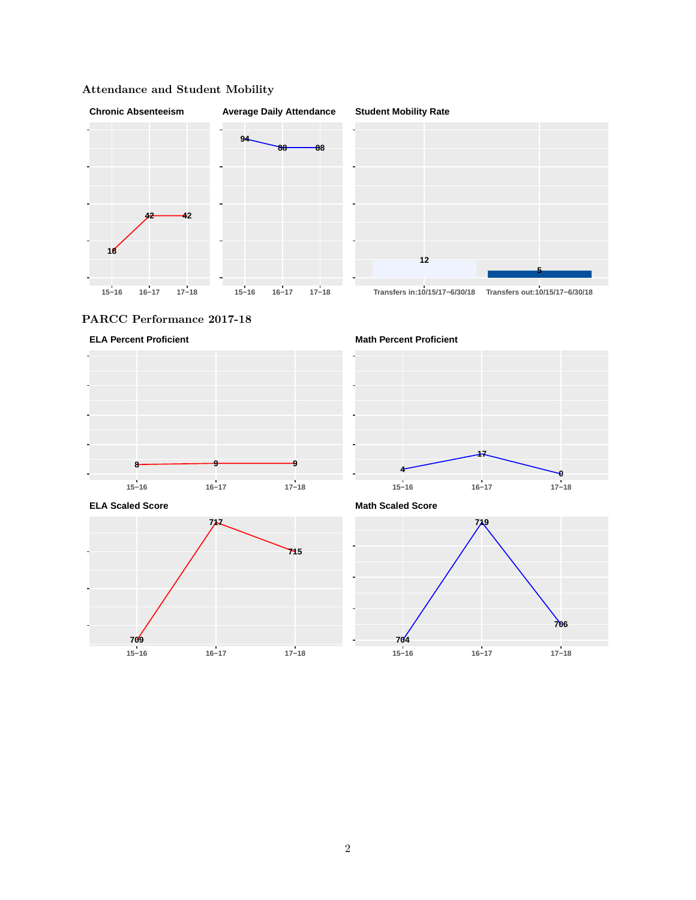## Attendance and Student Mobility

**Chronic Absenteeism**

18
42
42
15–16
16–17
17–18

**Average Daily Attendance**

94
88
88
15–16
16–17
17–18

**Student Mobility Rate**

12
5
Transfers in:10/15/17–6/30/18
Transfers out:10/15/17–6/30/18

## PARCC Performance 2017-18

**ELA Percent Proficient**

8
9
9
15–16
16–17
17–18

**Math Percent Proficient**

4
17
0
15–16
16–17
17–18

**ELA Scaled Score**

709
717
715
15–16
16–17
17–18

**Math Scaled Score**

704
719
706
15–16
16–17
17–18